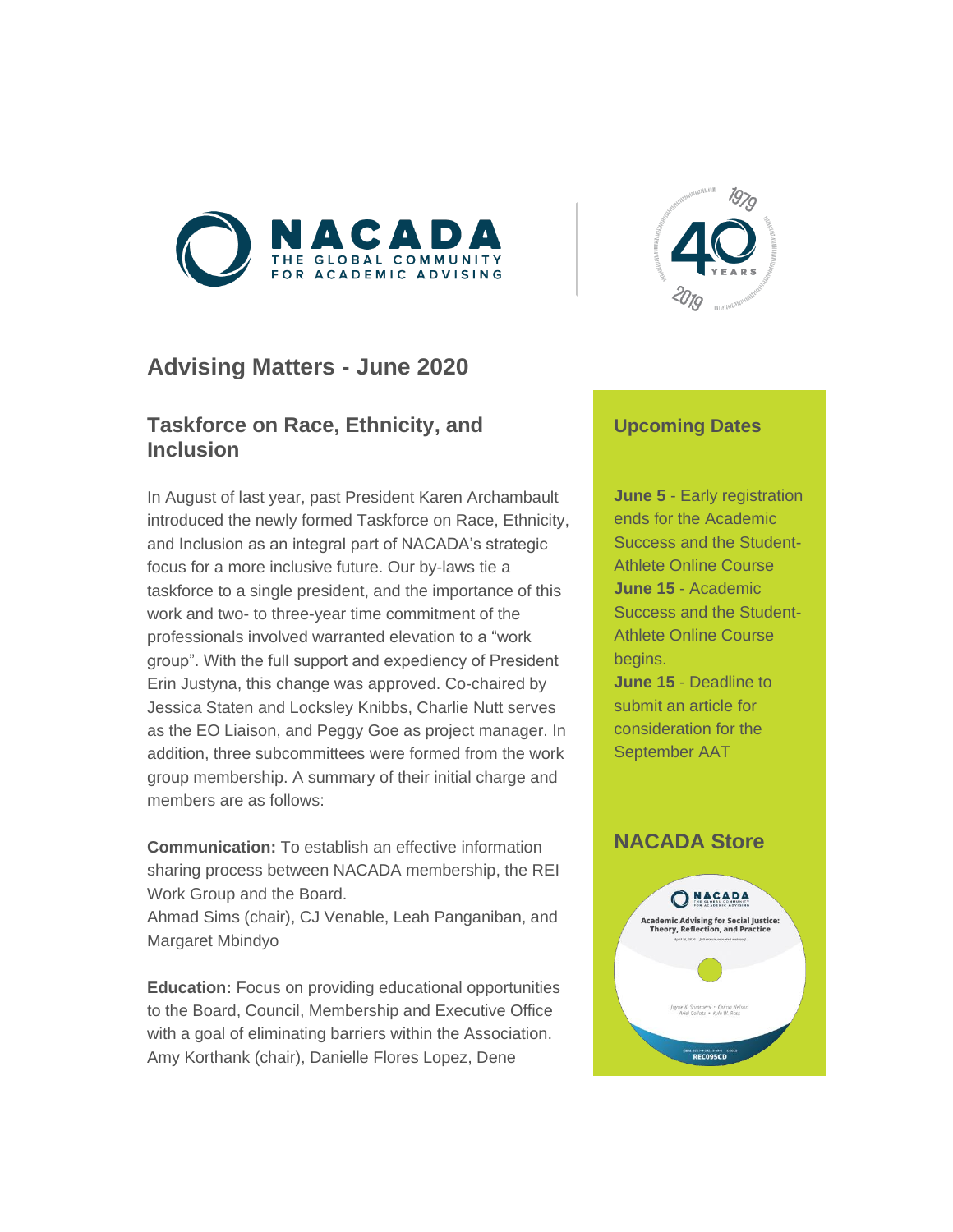# Advising Matters - June 2020

## Taskforce on Race, Ethnicity, and Inclusion

In August of last year, past President Karen Archambault introduced the newly formed Taskforce on Race, Ethnicity, and Inclusion as an integral part of NACADA's strategic focus for a more inclusive future. Our by-laws tie a taskforce to a single president, and the importance of this work and two- to three-year time commitment of the professionals involved warranted elevation to a "work group". With the full support and expediency of President Erin Justyna, this change was approved. Co-chaired by Jessica Staten and Locksley Knibbs, Charlie Nutt serves as the EO Liaison, and Peggy Goe as project manager. In addition, three subcommittees were formed from the work group membership. A summary of their initial charge and members are as follows:

**Communication:** To establish an effective information sharing process between NACADA membership, the REI Work Group and the Board.
Ahmad Sims (chair), CJ Venable, Leah Panganiban, and Margaret Mbindyo

**Education:** Focus on providing educational opportunities to the Board, Council, Membership and Executive Office with a goal of eliminating barriers within the Association.
Amy Korthank (chair), Danielle Flores Lopez, Dene

## Upcoming Dates

**June 5** - Early registration ends for the Academic Success and the Student-Athlete Online Course
**June 15** - Academic Success and the Student-Athlete Online Course begins.
**June 15** - Deadline to submit an article for consideration for the September AAT

## NACADA Store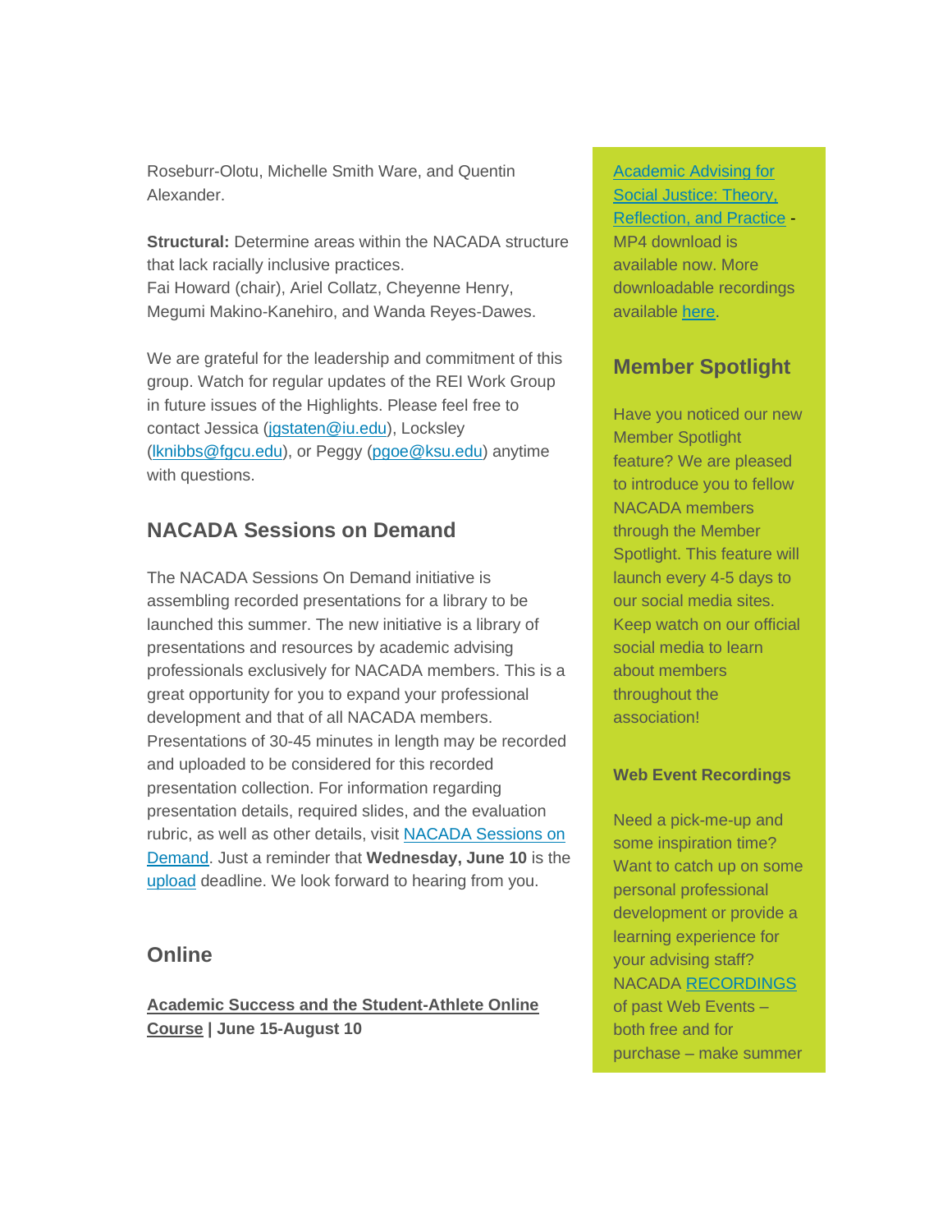Roseburr-Olotu, Michelle Smith Ware, and Quentin Alexander.

**Structural:** Determine areas within the NACADA structure that lack racially inclusive practices.
Fai Howard (chair), Ariel Collatz, Cheyenne Henry, Megumi Makino-Kanehiro, and Wanda Reyes-Dawes.

We are grateful for the leadership and commitment of this group. Watch for regular updates of the REI Work Group in future issues of the Highlights. Please feel free to contact Jessica (jgstaten@iu.edu), Locksley (lknibbs@fgcu.edu), or Peggy (pgoe@ksu.edu) anytime with questions.

## NACADA Sessions on Demand

The NACADA Sessions On Demand initiative is assembling recorded presentations for a library to be launched this summer. The new initiative is a library of presentations and resources by academic advising professionals exclusively for NACADA members. This is a great opportunity for you to expand your professional development and that of all NACADA members. Presentations of 30-45 minutes in length may be recorded and uploaded to be considered for this recorded presentation collection. For information regarding presentation details, required slides, and the evaluation rubric, as well as other details, visit NACADA Sessions on Demand. Just a reminder that **Wednesday, June 10** is the upload deadline. We look forward to hearing from you.

## Online

**Academic Success and the Student-Athlete Online Course | June 15-August 10**

Academic Advising for Social Justice: Theory, Reflection, and Practice - MP4 download is available now. More downloadable recordings available here.

## Member Spotlight

Have you noticed our new Member Spotlight feature? We are pleased to introduce you to fellow NACADA members through the Member Spotlight. This feature will launch every 4-5 days to our social media sites. Keep watch on our official social media to learn about members throughout the association!

### Web Event Recordings

Need a pick-me-up and some inspiration time? Want to catch up on some personal professional development or provide a learning experience for your advising staff? NACADA RECORDINGS of past Web Events – both free and for purchase – make summer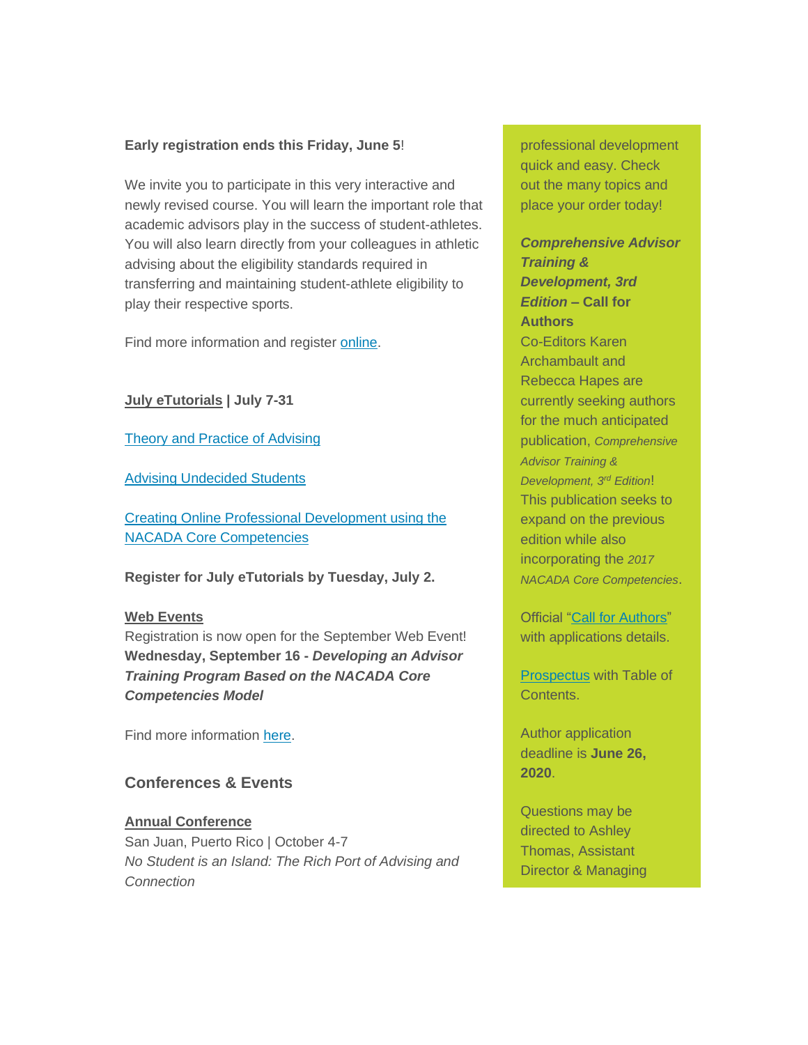**Early registration ends this Friday, June 5**!

We invite you to participate in this very interactive and newly revised course. You will learn the important role that academic advisors play in the success of student-athletes. You will also learn directly from your colleagues in athletic advising about the eligibility standards required in transferring and maintaining student-athlete eligibility to play their respective sports.

Find more information and register online.

**July eTutorials | July 7-31**

Theory and Practice of Advising

Advising Undecided Students

Creating Online Professional Development using the NACADA Core Competencies

**Register for July eTutorials by Tuesday, July 2.**

**Web Events**

Registration is now open for the September Web Event!

**Wednesday, September 16 - *Developing an Advisor Training Program Based on the NACADA Core Competencies Model***

Find more information here.

## Conferences & Events

**Annual Conference**

San Juan, Puerto Rico | October 4-7

*No Student is an Island: The Rich Port of Advising and Connection*

professional development quick and easy. Check out the many topics and place your order today!

***Comprehensive Advisor Training & Development, 3rd Edition* – Call for Authors**

Co-Editors Karen Archambault and Rebecca Hapes are currently seeking authors for the much anticipated publication, *Comprehensive Advisor Training & Development, 3rd Edition*! This publication seeks to expand on the previous edition while also incorporating the *2017 NACADA Core Competencies*.

Official "Call for Authors" with applications details.

Prospectus with Table of Contents.

Author application deadline is **June 26, 2020**.

Questions may be directed to Ashley Thomas, Assistant Director & Managing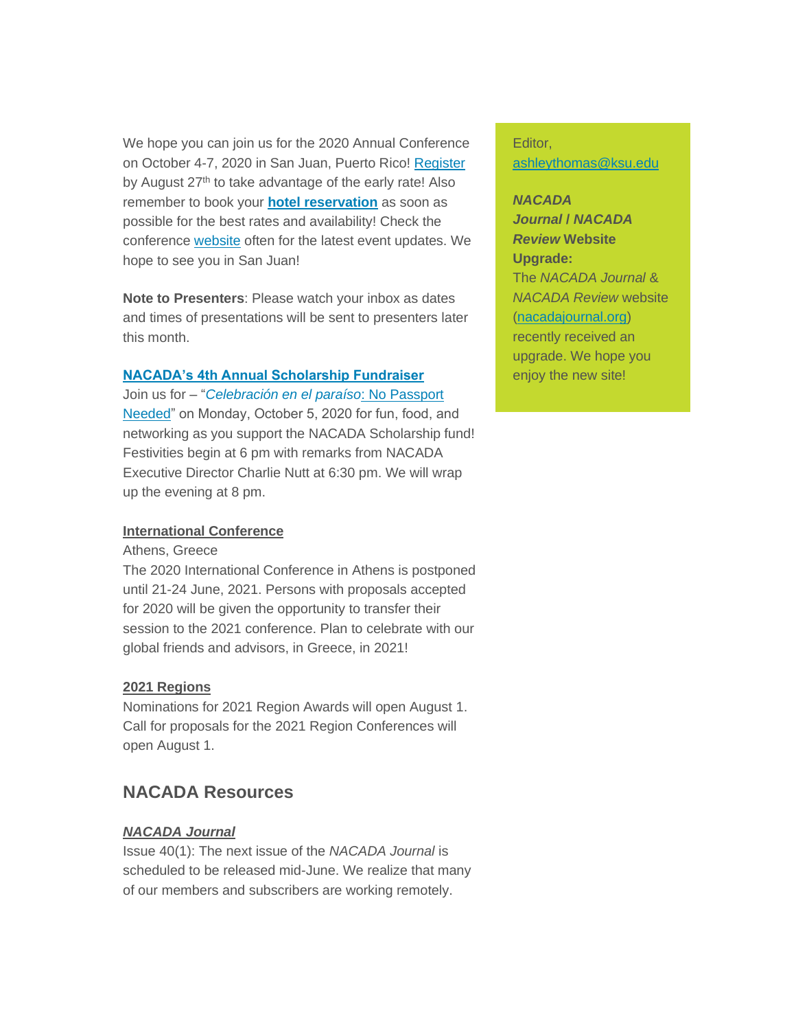We hope you can join us for the 2020 Annual Conference on October 4-7, 2020 in San Juan, Puerto Rico! Register by August 27th to take advantage of the early rate! Also remember to book your **hotel reservation** as soon as possible for the best rates and availability! Check the conference website often for the latest event updates. We hope to see you in San Juan!

**Note to Presenters**: Please watch your inbox as dates and times of presentations will be sent to presenters later this month.

**NACADA's 4th Annual Scholarship Fundraiser**

Join us for – "*Celebración en el paraíso*: No Passport Needed" on Monday, October 5, 2020 for fun, food, and networking as you support the NACADA Scholarship fund! Festivities begin at 6 pm with remarks from NACADA Executive Director Charlie Nutt at 6:30 pm. We will wrap up the evening at 8 pm.

**International Conference**

Athens, Greece

The 2020 International Conference in Athens is postponed until 21-24 June, 2021. Persons with proposals accepted for 2020 will be given the opportunity to transfer their session to the 2021 conference. Plan to celebrate with our global friends and advisors, in Greece, in 2021!

**2021 Regions**

Nominations for 2021 Region Awards will open August 1. Call for proposals for the 2021 Region Conferences will open August 1.

## NACADA Resources

***NACADA Journal***

Issue 40(1): The next issue of the *NACADA Journal* is scheduled to be released mid-June. We realize that many of our members and subscribers are working remotely.

Editor,
ashleythomas@ksu.edu

***NACADA Journal* / *NACADA Review* Website Upgrade:**

The *NACADA Journal* & *NACADA Review* website (nacadajournal.org) recently received an upgrade. We hope you enjoy the new site!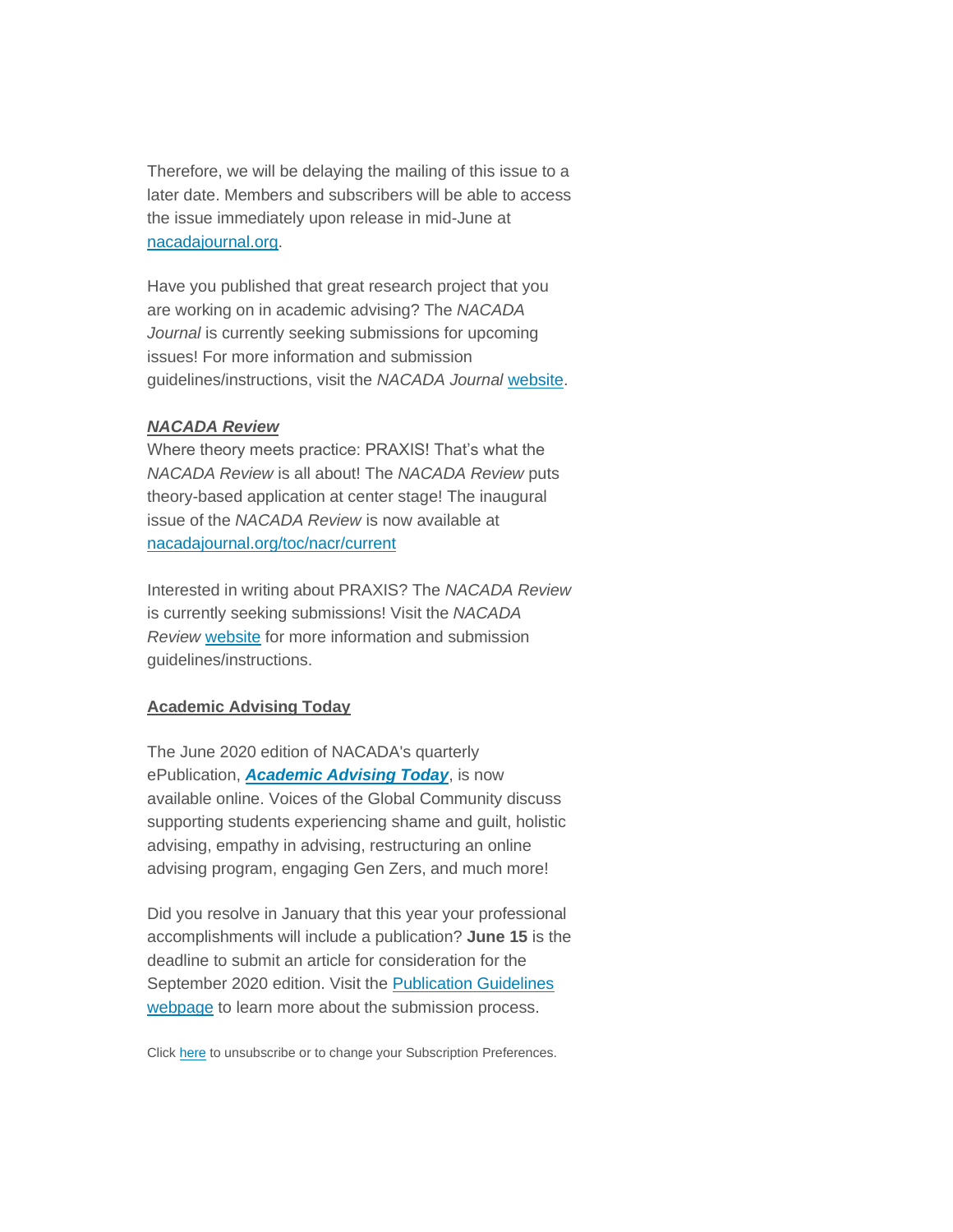Therefore, we will be delaying the mailing of this issue to a later date. Members and subscribers will be able to access the issue immediately upon release in mid-June at nacadajournal.org.

Have you published that great research project that you are working on in academic advising? The *NACADA Journal* is currently seeking submissions for upcoming issues! For more information and submission guidelines/instructions, visit the *NACADA Journal* website.

***NACADA Review***

Where theory meets practice: PRAXIS! That's what the *NACADA Review* is all about! The *NACADA Review* puts theory-based application at center stage! The inaugural issue of the *NACADA Review* is now available at nacadajournal.org/toc/nacr/current

Interested in writing about PRAXIS? The *NACADA Review* is currently seeking submissions! Visit the *NACADA Review* website for more information and submission guidelines/instructions.

**Academic Advising Today**

The June 2020 edition of NACADA's quarterly ePublication, ***Academic Advising Today***, is now available online. Voices of the Global Community discuss supporting students experiencing shame and guilt, holistic advising, empathy in advising, restructuring an online advising program, engaging Gen Zers, and much more!

Did you resolve in January that this year your professional accomplishments will include a publication? **June 15** is the deadline to submit an article for consideration for the September 2020 edition. Visit the Publication Guidelines webpage to learn more about the submission process.

Click here to unsubscribe or to change your Subscription Preferences.